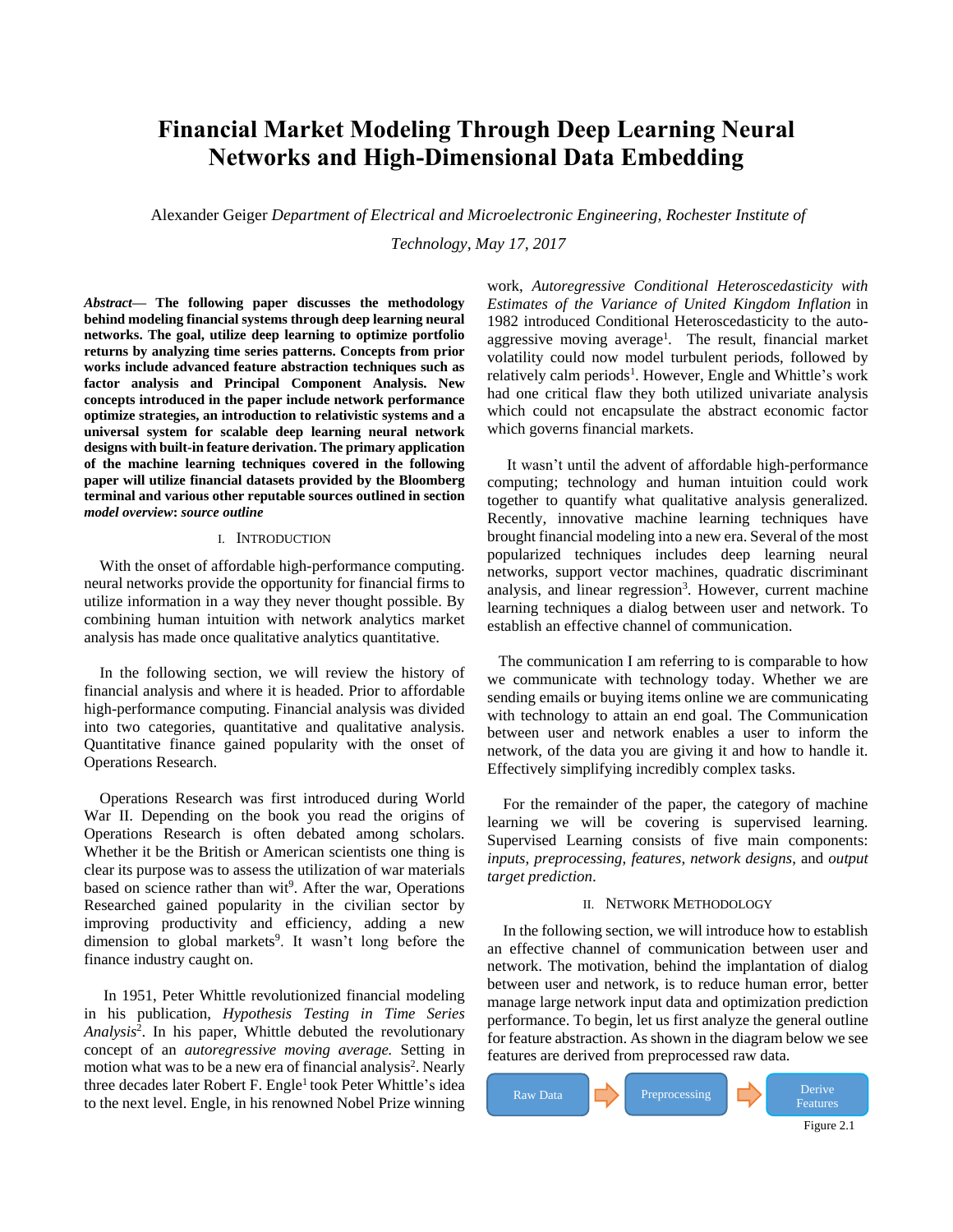# Financial Market Modeling Through Deep Learning Neural Networks and High-Dimensional Data Embedding

Alexander Geiger *Department of Electrical and Microelectronic Engineering, Rochester Institute of Technology, May 17, 2017*

***Abstract*— The following paper discusses the methodology behind modeling financial systems through deep learning neural networks. The goal, utilize deep learning to optimize portfolio returns by analyzing time series patterns. Concepts from prior works include advanced feature abstraction techniques such as factor analysis and Principal Component Analysis. New concepts introduced in the paper include network performance optimize strategies, an introduction to relativistic systems and a universal system for scalable deep learning neural network designs with built-in feature derivation. The primary application of the machine learning techniques covered in the following paper will utilize financial datasets provided by the Bloomberg terminal and various other reputable sources outlined in section *model overview*: *source outline***

## I. Introduction

With the onset of affordable high-performance computing. neural networks provide the opportunity for financial firms to utilize information in a way they never thought possible. By combining human intuition with network analytics market analysis has made once qualitative analytics quantitative.

In the following section, we will review the history of financial analysis and where it is headed. Prior to affordable high-performance computing. Financial analysis was divided into two categories, quantitative and qualitative analysis. Quantitative finance gained popularity with the onset of Operations Research.

Operations Research was first introduced during World War II. Depending on the book you read the origins of Operations Research is often debated among scholars. Whether it be the British or American scientists one thing is clear its purpose was to assess the utilization of war materials based on science rather than wit[9]. After the war, Operations Researched gained popularity in the civilian sector by improving productivity and efficiency, adding a new dimension to global markets[9]. It wasn't long before the finance industry caught on.

In 1951, Peter Whittle revolutionized financial modeling in his publication, *Hypothesis Testing in Time Series Analysis*[2]. In his paper, Whittle debuted the revolutionary concept of an *autoregressive moving average.* Setting in motion what was to be a new era of financial analysis[2]. Nearly three decades later Robert F. Engle[1] took Peter Whittle's idea to the next level. Engle, in his renowned Nobel Prize winning work, *Autoregressive Conditional Heteroscedasticity with Estimates of the Variance of United Kingdom Inflation* in 1982 introduced Conditional Heteroscedasticity to the auto-aggressive moving average[1]. The result, financial market volatility could now model turbulent periods, followed by relatively calm periods[1]. However, Engle and Whittle's work had one critical flaw they both utilized univariate analysis which could not encapsulate the abstract economic factor which governs financial markets.

It wasn't until the advent of affordable high-performance computing; technology and human intuition could work together to quantify what qualitative analysis generalized. Recently, innovative machine learning techniques have brought financial modeling into a new era. Several of the most popularized techniques includes deep learning neural networks, support vector machines, quadratic discriminant analysis, and linear regression[3]. However, current machine learning techniques a dialog between user and network. To establish an effective channel of communication.

The communication I am referring to is comparable to how we communicate with technology today. Whether we are sending emails or buying items online we are communicating with technology to attain an end goal. The Communication between user and network enables a user to inform the network, of the data you are giving it and how to handle it. Effectively simplifying incredibly complex tasks.

For the remainder of the paper, the category of machine learning we will be covering is supervised learning. Supervised Learning consists of five main components: *inputs*, *preprocessing*, *features*, *network designs*, and *output target prediction*.

## II. Network Methodology

In the following section, we will introduce how to establish an effective channel of communication between user and network. The motivation, behind the implantation of dialog between user and network, is to reduce human error, better manage large network input data and optimization prediction performance. To begin, let us first analyze the general outline for feature abstraction. As shown in the diagram below we see features are derived from preprocessed raw data.

Raw Data → Preprocessing → Derive Features

Figure 2.1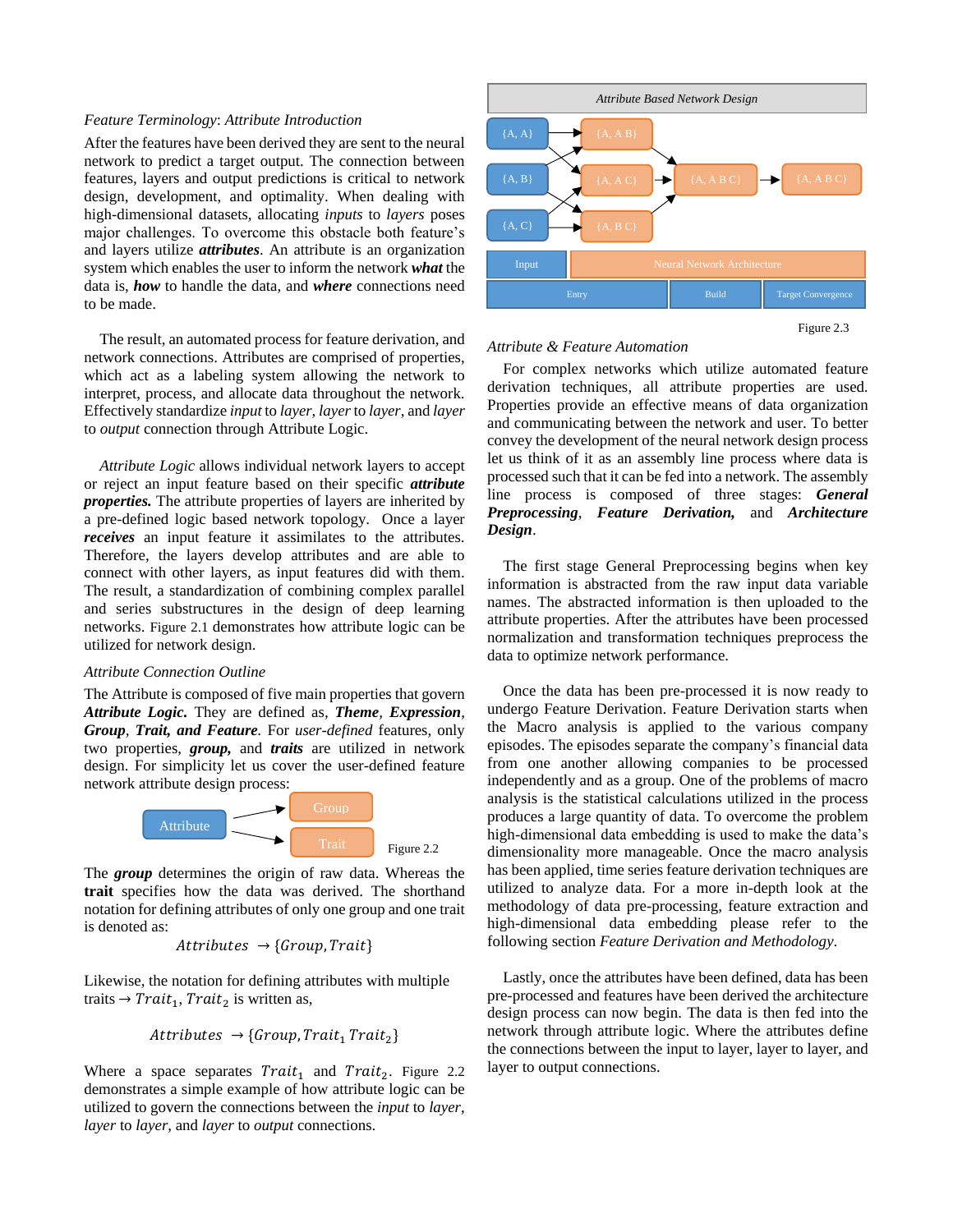*Feature Terminology*: *Attribute Introduction*

After the features have been derived they are sent to the neural network to predict a target output. The connection between features, layers and output predictions is critical to network design, development, and optimality. When dealing with high-dimensional datasets, allocating *inputs* to *layers* poses major challenges. To overcome this obstacle both feature's and layers utilize ***attributes***. An attribute is an organization system which enables the user to inform the network ***what*** the data is, ***how*** to handle the data, and ***where*** connections need to be made.

The result, an automated process for feature derivation, and network connections. Attributes are comprised of properties, which act as a labeling system allowing the network to interpret, process, and allocate data throughout the network. Effectively standardize *input* to *layer*, *layer* to *layer*, and *layer* to *output* connection through Attribute Logic.

*Attribute Logic* allows individual network layers to accept or reject an input feature based on their specific ***attribute properties.*** The attribute properties of layers are inherited by a pre-defined logic based network topology. Once a layer ***receives*** an input feature it assimilates to the attributes. Therefore, the layers develop attributes and are able to connect with other layers, as input features did with them. The result, a standardization of combining complex parallel and series substructures in the design of deep learning networks. Figure 2.1 demonstrates how attribute logic can be utilized for network design.

*Attribute Connection Outline*

The Attribute is composed of five main properties that govern ***Attribute Logic.*** They are defined as, ***Theme***, ***Expression***, ***Group***, ***Trait, and Feature***. For *user-defined* features, only two properties, ***group,*** and ***traits*** are utilized in network design. For simplicity let us cover the user-defined feature network attribute design process:

Attribute → Group, Trait

Figure 2.2

The ***group*** determines the origin of raw data. Whereas the **trait** specifies how the data was derived. The shorthand notation for defining attributes of only one group and one trait is denoted as:

$$Attributes \rightarrow \{Group, Trait\}$$

Likewise, the notation for defining attributes with multiple traits $\rightarrow Trait_1, Trait_2$ is written as,

$$Attributes \rightarrow \{Group, Trait_1\ Trait_2\}$$

Where a space separates $Trait_1$ and $Trait_2$. Figure 2.2 demonstrates a simple example of how attribute logic can be utilized to govern the connections between the *input* to *layer*, *layer* to *layer*, and *layer* to *output* connections.

Attribute Based Network Design

{A, A}, {A, B}, {A, C} → {A, A B}, {A, A C}, {A, B C} → {A, A B C} → {A, A B C}

Input | Neural Network Architecture

Entry | Build | Target Convergence

Figure 2.3

*Attribute & Feature Automation*

For complex networks which utilize automated feature derivation techniques, all attribute properties are used. Properties provide an effective means of data organization and communicating between the network and user. To better convey the development of the neural network design process let us think of it as an assembly line process where data is processed such that it can be fed into a network. The assembly line process is composed of three stages: ***General Preprocessing***, ***Feature Derivation,*** and ***Architecture Design***.

The first stage General Preprocessing begins when key information is abstracted from the raw input data variable names. The abstracted information is then uploaded to the attribute properties. After the attributes have been processed normalization and transformation techniques preprocess the data to optimize network performance.

Once the data has been pre-processed it is now ready to undergo Feature Derivation. Feature Derivation starts when the Macro analysis is applied to the various company episodes. The episodes separate the company's financial data from one another allowing companies to be processed independently and as a group. One of the problems of macro analysis is the statistical calculations utilized in the process produces a large quantity of data. To overcome the problem high-dimensional data embedding is used to make the data's dimensionality more manageable. Once the macro analysis has been applied, time series feature derivation techniques are utilized to analyze data. For a more in-depth look at the methodology of data pre-processing, feature extraction and high-dimensional data embedding please refer to the following section *Feature Derivation and Methodology*.

Lastly, once the attributes have been defined, data has been pre-processed and features have been derived the architecture design process can now begin. The data is then fed into the network through attribute logic. Where the attributes define the connections between the input to layer, layer to layer, and layer to output connections.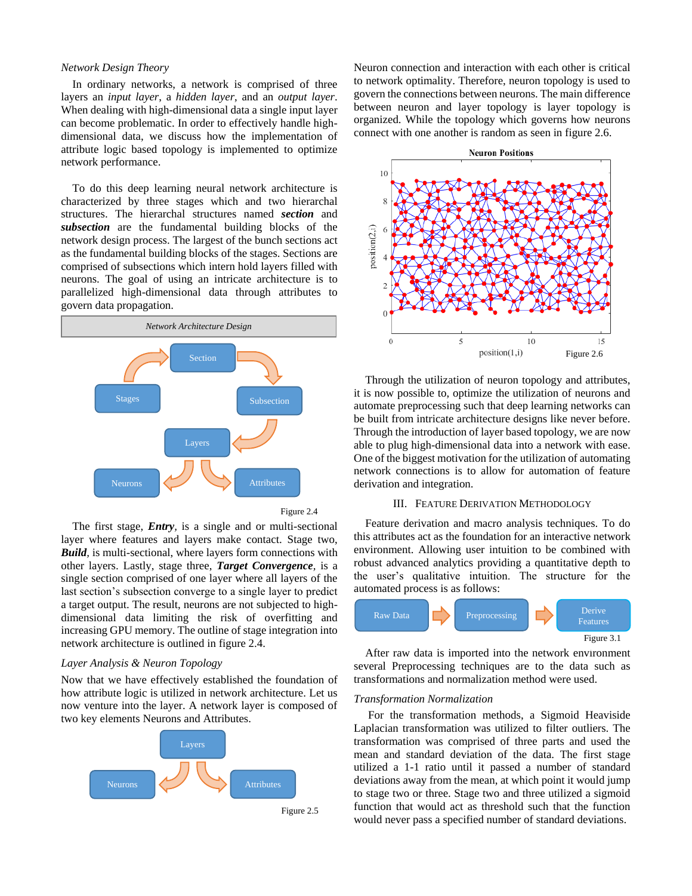### *Network Design Theory*

In ordinary networks, a network is comprised of three layers an *input layer*, a *hidden layer*, and an *output layer*. When dealing with high-dimensional data a single input layer can become problematic. In order to effectively handle high-dimensional data, we discuss how the implementation of attribute logic based topology is implemented to optimize network performance.

To do this deep learning neural network architecture is characterized by three stages which and two hierarchal structures. The hierarchal structures named ***section*** and ***subsection*** are the fundamental building blocks of the network design process. The largest of the bunch sections act as the fundamental building blocks of the stages. Sections are comprised of subsections which intern hold layers filled with neurons. The goal of using an intricate architecture is to parallelized high-dimensional data through attributes to govern data propagation.

*Network Architecture Design*

Section → Subsection → Layers → Neurons, Attributes; Stages → Section

Figure 2.4

The first stage, ***Entry***, is a single and or multi-sectional layer where features and layers make contact. Stage two, ***Build***, is multi-sectional, where layers form connections with other layers. Lastly, stage three, ***Target Convergence***, is a single section comprised of one layer where all layers of the last section's subsection converge to a single layer to predict a target output. The result, neurons are not subjected to high-dimensional data limiting the risk of overfitting and increasing GPU memory. The outline of stage integration into network architecture is outlined in figure 2.4.

### *Layer Analysis & Neuron Topology*

Now that we have effectively established the foundation of how attribute logic is utilized in network architecture. Let us now venture into the layer. A network layer is composed of two key elements Neurons and Attributes.

Layers → Neurons, Attributes

Figure 2.5

Neuron connection and interaction with each other is critical to network optimality. Therefore, neuron topology is used to govern the connections between neurons. The main difference between neuron and layer topology is layer topology is organized. While the topology which governs how neurons connect with one another is random as seen in figure 2.6.

Figure 2.6

Through the utilization of neuron topology and attributes, it is now possible to, optimize the utilization of neurons and automate preprocessing such that deep learning networks can be built from intricate architecture designs like never before. Through the introduction of layer based topology, we are now able to plug high-dimensional data into a network with ease. One of the biggest motivation for the utilization of automating network connections is to allow for automation of feature derivation and integration.

## III. Feature Derivation Methodology

Feature derivation and macro analysis techniques. To do this attributes act as the foundation for an interactive network environment. Allowing user intuition to be combined with robust advanced analytics providing a quantitative depth to the user's qualitative intuition. The structure for the automated process is as follows:

Raw Data → Preprocessing → Derive Features

Figure 3.1

After raw data is imported into the network environment several Preprocessing techniques are to the data such as transformations and normalization method were used.

### *Transformation Normalization*

For the transformation methods, a Sigmoid Heaviside Laplacian transformation was utilized to filter outliers. The transformation was comprised of three parts and used the mean and standard deviation of the data. The first stage utilized a 1-1 ratio until it passed a number of standard deviations away from the mean, at which point it would jump to stage two or three. Stage two and three utilized a sigmoid function that would act as threshold such that the function would never pass a specified number of standard deviations.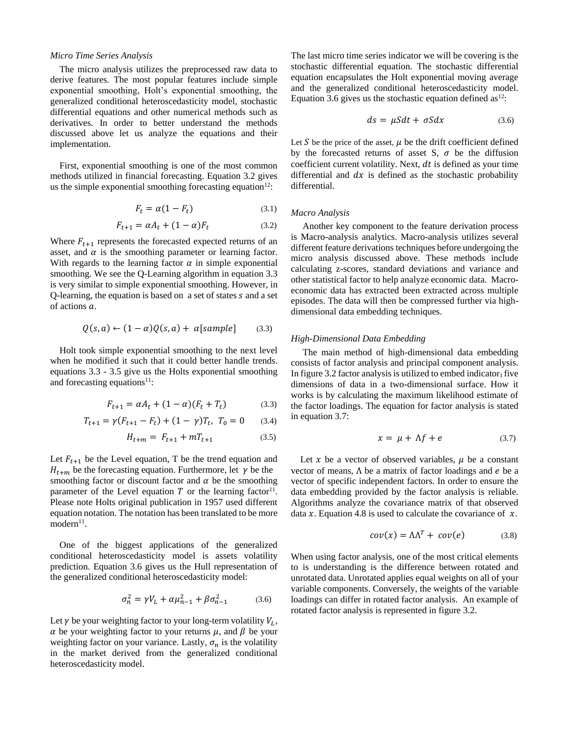*Micro Time Series Analysis*

The micro analysis utilizes the preprocessed raw data to derive features. The most popular features include simple exponential smoothing, Holt's exponential smoothing, the generalized conditional heteroscedasticity model, stochastic differential equations and other numerical methods such as derivatives. In order to better understand the methods discussed above let us analyze the equations and their implementation.

First, exponential smoothing is one of the most common methods utilized in financial forecasting. Equation 3.2 gives us the simple exponential smoothing forecasting equation[12]:

$$F_t = \alpha(1 - F_t) \tag{3.1}$$

$$F_{t+1} = \alpha A_t + (1 - \alpha)F_t \tag{3.2}$$

Where $F_{t+1}$ represents the forecasted expected returns of an asset, and $\alpha$ is the smoothing parameter or learning factor. With regards to the learning factor $\alpha$ in simple exponential smoothing. We see the Q-Learning algorithm in equation 3.3 is very similar to simple exponential smoothing. However, in Q-learning, the equation is based on a set of states $s$ and a set of actions $a$.

$$Q(s,a) \leftarrow (1 - \alpha)Q(s,a) + \alpha[sample] \tag{3.3}$$

Holt took simple exponential smoothing to the next level when he modified it such that it could better handle trends. equations 3.3 - 3.5 give us the Holts exponential smoothing and forecasting equations[11]:

$$F_{t+1} = \alpha A_t + (1 - \alpha)(F_t + T_t) \tag{3.3}$$

$$T_{t+1} = \gamma(F_{t+1} - F_t) + (1 - \gamma)T_t, \; T_0 = 0 \tag{3.4}$$

$$H_{t+m} = F_{t+1} + mT_{t+1} \tag{3.5}$$

Let $F_{t+1}$ be the Level equation, T be the trend equation and $H_{t+m}$ be the forecasting equation. Furthermore, let $\gamma$ be the smoothing factor or discount factor and $\alpha$ be the smoothing parameter of the Level equation $T$ or the learning factor[11]. Please note Holts original publication in 1957 used different equation notation. The notation has been translated to be more modern[11].

One of the biggest applications of the generalized conditional heteroscedasticity model is assets volatility prediction. Equation 3.6 gives us the Hull representation of the generalized conditional heteroscedasticity model:

$$\sigma_n^2 = \gamma V_L + \alpha\mu_{n-1}^2 + \beta\sigma_{n-1}^2 \tag{3.6}$$

Let $\gamma$ be your weighting factor to your long-term volatility $V_L$, $\alpha$ be your weighting factor to your returns $\mu$, and $\beta$ be your weighting factor on your variance. Lastly, $\sigma_n$ is the volatility in the market derived from the generalized conditional heteroscedasticity model.

The last micro time series indicator we will be covering is the stochastic differential equation. The stochastic differential equation encapsulates the Holt exponential moving average and the generalized conditional heteroscedasticity model. Equation 3.6 gives us the stochastic equation defined as[12]:

$$ds = \mu S dt + \sigma S dx \tag{3.6}$$

Let $S$ be the price of the asset, $\mu$ be the drift coefficient defined by the forecasted returns of asset S, $\sigma$ be the diffusion coefficient current volatility. Next, $dt$ is defined as your time differential and $dx$ is defined as the stochastic probability differential.

*Macro Analysis*

Another key component to the feature derivation process is Macro-analysis analytics. Macro-analysis utilizes several different feature derivations techniques before undergoing the micro analysis discussed above. These methods include calculating z-scores, standard deviations and variance and other statistical factor to help analyze economic data. Macro-economic data has extracted been extracted across multiple episodes. The data will then be compressed further via high-dimensional data embedding techniques.

*High-Dimensional Data Embedding*

The main method of high-dimensional data embedding consists of factor analysis and principal component analysis. In figure 3.2 factor analysis is utilized to embed indicator[1] five dimensions of data in a two-dimensional surface. How it works is by calculating the maximum likelihood estimate of the factor loadings. The equation for factor analysis is stated in equation 3.7:

$$x = \mu + \Lambda f + e \tag{3.7}$$

Let $x$ be a vector of observed variables, $\mu$ be a constant vector of means, $\Lambda$ be a matrix of factor loadings and $e$ be a vector of specific independent factors. In order to ensure the data embedding provided by the factor analysis is reliable. Algorithms analyze the covariance matrix of that observed data $x$. Equation 4.8 is used to calculate the covariance of $x$.

$$cov(x) = \Lambda\Lambda^T + cov(e) \tag{3.8}$$

When using factor analysis, one of the most critical elements to is understanding is the difference between rotated and unrotated data. Unrotated applies equal weights on all of your variable components. Conversely, the weights of the variable loadings can differ in rotated factor analysis. An example of rotated factor analysis is represented in figure 3.2.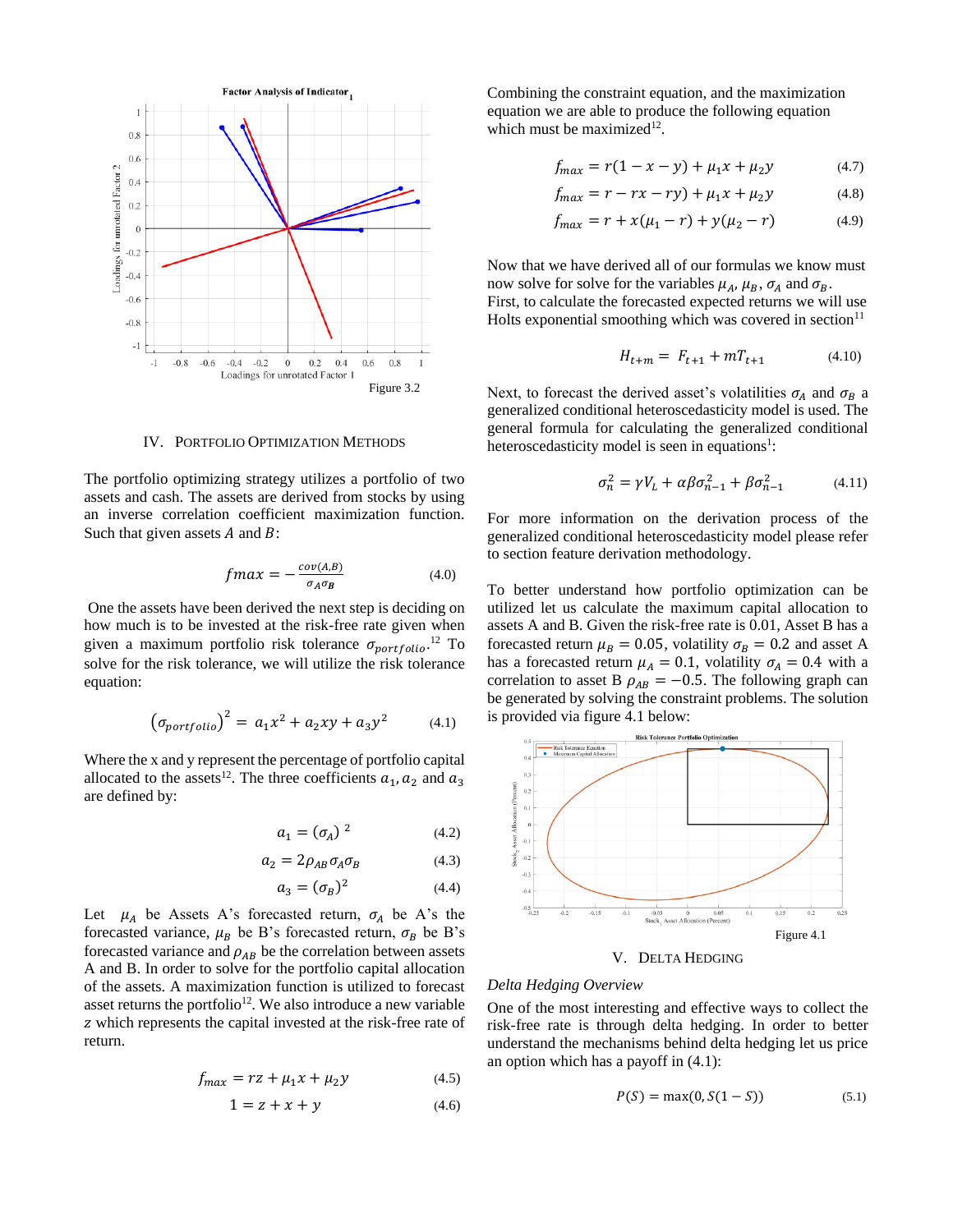Figure 3.2

## IV. Portfolio Optimization Methods

The portfolio optimizing strategy utilizes a portfolio of two assets and cash. The assets are derived from stocks by using an inverse correlation coefficient maximization function. Such that given assets $A$ and $B$:

$$fmax = -\frac{cov(A,B)}{\sigma_A \sigma_B} \tag{4.0}$$

One the assets have been derived the next step is deciding on how much is to be invested at the risk-free rate given when given a maximum portfolio risk tolerance $\sigma_{portfolio}$.[12] To solve for the risk tolerance, we will utilize the risk tolerance equation:

$$\left(\sigma_{portfolio}\right)^2 = a_1 x^2 + a_2 xy + a_3 y^2 \tag{4.1}$$

Where the x and y represent the percentage of portfolio capital allocated to the assets[12]. The three coefficients $a_1, a_2$ and $a_3$ are defined by:

$$a_1 = (\sigma_A)^2 \tag{4.2}$$

$$a_2 = 2\rho_{AB}\sigma_A\sigma_B \tag{4.3}$$

$$a_3 = (\sigma_B)^2 \tag{4.4}$$

Let $\mu_A$ be Assets A's forecasted return, $\sigma_A$ be A's the forecasted variance, $\mu_B$ be B's forecasted return, $\sigma_B$ be B's forecasted variance and $\rho_{AB}$ be the correlation between assets A and B. In order to solve for the portfolio capital allocation of the assets. A maximization function is utilized to forecast asset returns the portfolio[12]. We also introduce a new variable $z$ which represents the capital invested at the risk-free rate of return.

$$f_{max} = rz + \mu_1 x + \mu_2 y \tag{4.5}$$

$$1 = z + x + y \tag{4.6}$$

Combining the constraint equation, and the maximization equation we are able to produce the following equation which must be maximized[12].

$$f_{max} = r(1 - x - y) + \mu_1 x + \mu_2 y \tag{4.7}$$

$$f_{max} = r - rx - ry) + \mu_1 x + \mu_2 y \tag{4.8}$$

$$f_{max} = r + x(\mu_1 - r) + y(\mu_2 - r) \tag{4.9}$$

Now that we have derived all of our formulas we know must now solve for solve for the variables $\mu_A$, $\mu_B$, $\sigma_A$ and $\sigma_B$. First, to calculate the forecasted expected returns we will use Holts exponential smoothing which was covered in section[11]

$$H_{t+m} = F_{t+1} + mT_{t+1} \tag{4.10}$$

Next, to forecast the derived asset's volatilities $\sigma_A$ and $\sigma_B$ a generalized conditional heteroscedasticity model is used. The general formula for calculating the generalized conditional heteroscedasticity model is seen in equations[1]:

$$\sigma_n^2 = \gamma V_L + \alpha\beta\sigma_{n-1}^2 + \beta\sigma_{n-1}^2 \tag{4.11}$$

For more information on the derivation process of the generalized conditional heteroscedasticity model please refer to section feature derivation methodology.

To better understand how portfolio optimization can be utilized let us calculate the maximum capital allocation to assets A and B. Given the risk-free rate is 0.01, Asset B has a forecasted return $\mu_B = 0.05$, volatility $\sigma_B = 0.2$ and asset A has a forecasted return $\mu_A = 0.1$, volatility $\sigma_A = 0.4$ with a correlation to asset B $\rho_{AB} = -0.5$. The following graph can be generated by solving the constraint problems. The solution is provided via figure 4.1 below:

Figure 4.1

## V. Delta Hedging

*Delta Hedging Overview*

One of the most interesting and effective ways to collect the risk-free rate is through delta hedging. In order to better understand the mechanisms behind delta hedging let us price an option which has a payoff in (4.1):

$$P(S) = \max(0, S(1 - S)) \tag{5.1}$$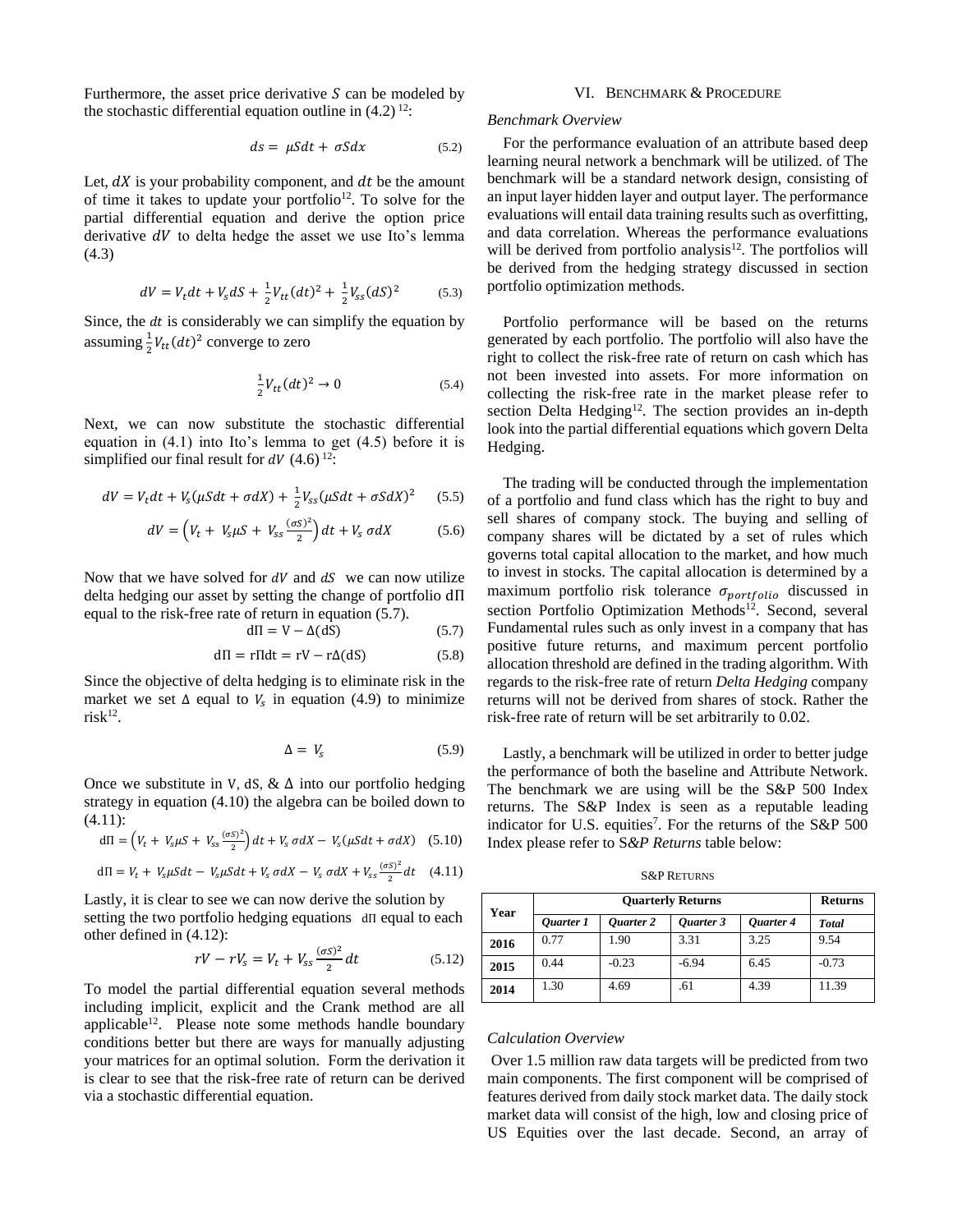Furthermore, the asset price derivative $S$ can be modeled by the stochastic differential equation outline in (4.2) [12]:

$$ds = \mu S dt + \sigma S dx \tag{5.2}$$

Let, $dX$ is your probability component, and $dt$ be the amount of time it takes to update your portfolio[12]. To solve for the partial differential equation and derive the option price derivative $dV$ to delta hedge the asset we use Ito's lemma (4.3)

$$dV = V_t dt + V_s dS + \frac{1}{2}V_{tt}(dt)^2 + \frac{1}{2}V_{ss}(dS)^2 \tag{5.3}$$

Since, the $dt$ is considerably we can simplify the equation by assuming $\frac{1}{2}V_{tt}(dt)^2$ converge to zero

$$\frac{1}{2}V_{tt}(dt)^2 \to 0 \tag{5.4}$$

Next, we can now substitute the stochastic differential equation in (4.1) into Ito's lemma to get (4.5) before it is simplified our final result for $dV$ (4.6) [12]:

$$dV = V_t dt + V_s(\mu S dt + \sigma dX) + \frac{1}{2}V_{ss}(\mu S dt + \sigma S dX)^2 \tag{5.5}$$

$$dV = \left(V_t + V_s \mu S + V_{ss}\frac{(\sigma S)^2}{2}\right)dt + V_s\, \sigma dX \tag{5.6}$$

Now that we have solved for $dV$ and $dS$ we can now utilize delta hedging our asset by setting the change of portfolio $d\Pi$ equal to the risk-free rate of return in equation (5.7).

$$d\Pi = V - \Delta(dS) \tag{5.7}$$

$$d\Pi = r\Pi dt = rV - r\Delta(dS) \tag{5.8}$$

Since the objective of delta hedging is to eliminate risk in the market we set $\Delta$ equal to $V_s$ in equation (4.9) to minimize risk[12].

$$\Delta = V_s \tag{5.9}$$

Once we substitute in V, dS, & $\Delta$ into our portfolio hedging strategy in equation (4.10) the algebra can be boiled down to (4.11):

$$d\Pi = \left(V_t + V_s \mu S + V_{ss}\frac{(\sigma S)^2}{2}\right)dt + V_s\, \sigma dX - V_s(\mu S dt + \sigma dX) \tag{5.10}$$

$$d\Pi = V_t + V_s \mu S dt - V_s \mu S dt + V_s\, \sigma dX - V_s\, \sigma dX + V_{ss}\frac{(\sigma S)^2}{2}dt \tag{4.11}$$

Lastly, it is clear to see we can now derive the solution by setting the two portfolio hedging equations $d\Pi$ equal to each other defined in (4.12):

$$rV - rV_s = V_t + V_{ss}\frac{(\sigma S)^2}{2}dt \tag{5.12}$$

To model the partial differential equation several methods including implicit, explicit and the Crank method are all applicable[12]. Please note some methods handle boundary conditions better but there are ways for manually adjusting your matrices for an optimal solution. Form the derivation it is clear to see that the risk-free rate of return can be derived via a stochastic differential equation.

## VI. Benchmark & Procedure

### *Benchmark Overview*

For the performance evaluation of an attribute based deep learning neural network a benchmark will be utilized. of The benchmark will be a standard network design, consisting of an input layer hidden layer and output layer. The performance evaluations will entail data training results such as overfitting, and data correlation. Whereas the performance evaluations will be derived from portfolio analysis[12]. The portfolios will be derived from the hedging strategy discussed in section portfolio optimization methods.

Portfolio performance will be based on the returns generated by each portfolio. The portfolio will also have the right to collect the risk-free rate of return on cash which has not been invested into assets. For more information on collecting the risk-free rate in the market please refer to section Delta Hedging[12]. The section provides an in-depth look into the partial differential equations which govern Delta Hedging.

The trading will be conducted through the implementation of a portfolio and fund class which has the right to buy and sell shares of company stock. The buying and selling of company shares will be dictated by a set of rules which governs total capital allocation to the market, and how much to invest in stocks. The capital allocation is determined by a maximum portfolio risk tolerance $\sigma_{portfolio}$ discussed in section Portfolio Optimization Methods[12]. Second, several Fundamental rules such as only invest in a company that has positive future returns, and maximum percent portfolio allocation threshold are defined in the trading algorithm. With regards to the risk-free rate of return *Delta Hedging* company returns will not be derived from shares of stock. Rather the risk-free rate of return will be set arbitrarily to 0.02.

Lastly, a benchmark will be utilized in order to better judge the performance of both the baseline and Attribute Network. The benchmark we are using will be the S&P 500 Index returns. The S&P Index is seen as a reputable leading indicator for U.S. equities[7]. For the returns of the S&P 500 Index please refer to S*&P Returns* table below:

S&P Returns

| Year | Quarterly Returns | | | | Returns |
|---|---|---|---|---|---|
| | *Quarter 1* | *Quarter 2* | *Quarter 3* | *Quarter 4* | ***Total*** |
| **2016** | 0.77 | 1.90 | 3.31 | 3.25 | 9.54 |
| **2015** | 0.44 | -0.23 | -6.94 | 6.45 | -0.73 |
| **2014** | 1.30 | 4.69 | .61 | 4.39 | 11.39 |

### *Calculation Overview*

Over 1.5 million raw data targets will be predicted from two main components. The first component will be comprised of features derived from daily stock market data. The daily stock market data will consist of the high, low and closing price of US Equities over the last decade. Second, an array of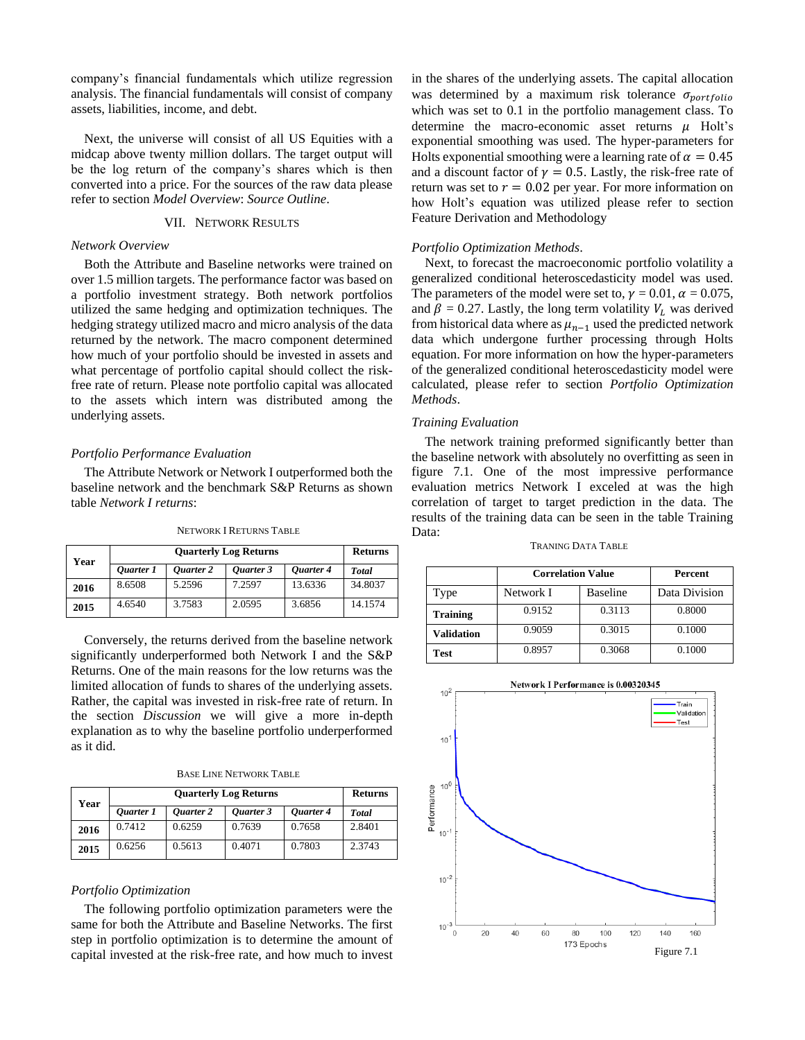company's financial fundamentals which utilize regression analysis. The financial fundamentals will consist of company assets, liabilities, income, and debt.

Next, the universe will consist of all US Equities with a midcap above twenty million dollars. The target output will be the log return of the company's shares which is then converted into a price. For the sources of the raw data please refer to section *Model Overview*: *Source Outline*.

## VII. Network Results

### *Network Overview*

Both the Attribute and Baseline networks were trained on over 1.5 million targets. The performance factor was based on a portfolio investment strategy. Both network portfolios utilized the same hedging and optimization techniques. The hedging strategy utilized macro and micro analysis of the data returned by the network. The macro component determined how much of your portfolio should be invested in assets and what percentage of portfolio capital should collect the risk-free rate of return. Please note portfolio capital was allocated to the assets which intern was distributed among the underlying assets.

### *Portfolio Performance Evaluation*

The Attribute Network or Network I outperformed both the baseline network and the benchmark S&P Returns as shown table *Network I returns*:

NETWORK I RETURNS TABLE

| Year | Quarterly Log Returns | | | | Returns |
|---|---|---|---|---|---|
| | *Quarter 1* | *Quarter 2* | *Quarter 3* | *Quarter 4* | *Total* |
| **2016** | 8.6508 | 5.2596 | 7.2597 | 13.6336 | 34.8037 |
| **2015** | 4.6540 | 3.7583 | 2.0595 | 3.6856 | 14.1574 |

Conversely, the returns derived from the baseline network significantly underperformed both Network I and the S&P Returns. One of the main reasons for the low returns was the limited allocation of funds to shares of the underlying assets. Rather, the capital was invested in risk-free rate of return. In the section *Discussion* we will give a more in-depth explanation as to why the baseline portfolio underperformed as it did.

BASE LINE NETWORK TABLE

| Year | Quarterly Log Returns | | | | Returns |
|---|---|---|---|---|---|
| | *Quarter 1* | *Quarter 2* | *Quarter 3* | *Quarter 4* | *Total* |
| **2016** | 0.7412 | 0.6259 | 0.7639 | 0.7658 | 2.8401 |
| **2015** | 0.6256 | 0.5613 | 0.4071 | 0.7803 | 2.3743 |

### *Portfolio Optimization*

The following portfolio optimization parameters were the same for both the Attribute and Baseline Networks. The first step in portfolio optimization is to determine the amount of capital invested at the risk-free rate, and how much to invest in the shares of the underlying assets. The capital allocation was determined by a maximum risk tolerance $\sigma_{portfolio}$ which was set to 0.1 in the portfolio management class. To determine the macro-economic asset returns $\mu$ Holt's exponential smoothing was used. The hyper-parameters for Holts exponential smoothing were a learning rate of $\alpha = 0.45$ and a discount factor of $\gamma = 0.5$. Lastly, the risk-free rate of return was set to $r = 0.02$ per year. For more information on how Holt's equation was utilized please refer to section Feature Derivation and Methodology

### *Portfolio Optimization Methods*.

Next, to forecast the macroeconomic portfolio volatility a generalized conditional heteroscedasticity model was used. The parameters of the model were set to, $\gamma = 0.01$, $\alpha = 0.075$, and $\beta = 0.27$. Lastly, the long term volatility $V_L$ was derived from historical data where as $\mu_{n-1}$ used the predicted network data which undergone further processing through Holts equation. For more information on how the hyper-parameters of the generalized conditional heteroscedasticity model were calculated, please refer to section *Portfolio Optimization Methods*.

### *Training Evaluation*

The network training preformed significantly better than the baseline network with absolutely no overfitting as seen in figure 7.1. One of the most impressive performance evaluation metrics Network I exceled at was the high correlation of target to target prediction in the data. The results of the training data can be seen in the table Training Data:

TRANING DATA TABLE

| | Correlation Value | | Percent |
|---|---|---|---|
| Type | Network I | Baseline | Data Division |
| **Training** | 0.9152 | 0.3113 | 0.8000 |
| **Validation** | 0.9059 | 0.3015 | 0.1000 |
| **Test** | 0.8957 | 0.3068 | 0.1000 |

Figure 7.1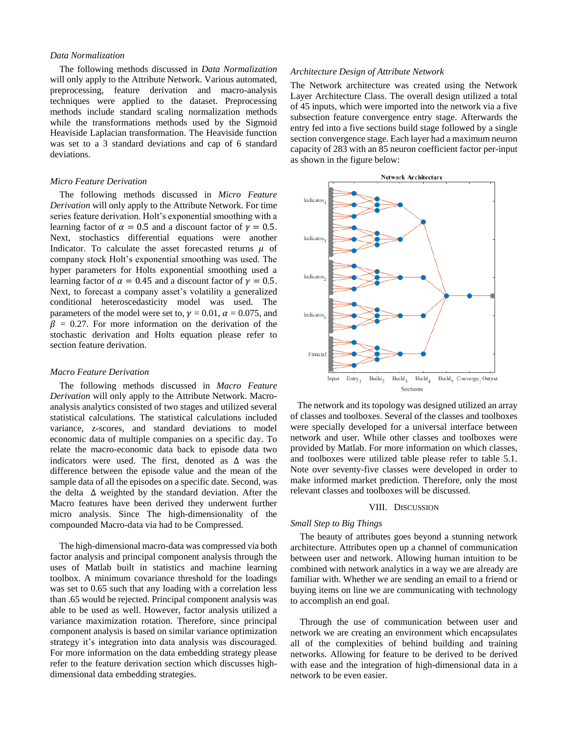*Data Normalization*

The following methods discussed in *Data Normalization* will only apply to the Attribute Network. Various automated, preprocessing, feature derivation and macro-analysis techniques were applied to the dataset. Preprocessing methods include standard scaling normalization methods while the transformations methods used by the Sigmoid Heaviside Laplacian transformation. The Heaviside function was set to a 3 standard deviations and cap of 6 standard deviations.

*Micro Feature Derivation*

The following methods discussed in *Micro Feature Derivation* will only apply to the Attribute Network. For time series feature derivation. Holt's exponential smoothing with a learning factor of $\alpha = 0.5$ and a discount factor of $\gamma = 0.5$. Next, stochastics differential equations were another Indicator. To calculate the asset forecasted returns $\mu$ of company stock Holt's exponential smoothing was used. The hyper parameters for Holts exponential smoothing used a learning factor of $\alpha = 0.45$ and a discount factor of $\gamma = 0.5$. Next, to forecast a company asset's volatility a generalized conditional heteroscedasticity model was used. The parameters of the model were set to, $\gamma = 0.01$, $\alpha = 0.075$, and $\beta = 0.27$. For more information on the derivation of the stochastic derivation and Holts equation please refer to section feature derivation.

*Macro Feature Derivation*

The following methods discussed in *Macro Feature Derivation* will only apply to the Attribute Network. Macro-analysis analytics consisted of two stages and utilized several statistical calculations. The statistical calculations included variance, z-scores, and standard deviations to model economic data of multiple companies on a specific day. To relate the macro-economic data back to episode data two indicators were used. The first, denoted as $\Delta$ was the difference between the episode value and the mean of the sample data of all the episodes on a specific date. Second, was the delta $\Delta$ weighted by the standard deviation. After the Macro features have been derived they underwent further micro analysis. Since The high-dimensionality of the compounded Macro-data via had to be Compressed.

The high-dimensional macro-data was compressed via both factor analysis and principal component analysis through the uses of Matlab built in statistics and machine learning toolbox. A minimum covariance threshold for the loadings was set to 0.65 such that any loading with a correlation less than .65 would be rejected. Principal component analysis was able to be used as well. However, factor analysis utilized a variance maximization rotation. Therefore, since principal component analysis is based on similar variance optimization strategy it's integration into data analysis was discouraged. For more information on the data embedding strategy please refer to the feature derivation section which discusses high-dimensional data embedding strategies.

*Architecture Design of Attribute Network*

The Network architecture was created using the Network Layer Architecture Class. The overall design utilized a total of 45 inputs, which were imported into the network via a five subsection feature convergence entry stage. Afterwards the entry fed into a five sections build stage followed by a single section convergence stage. Each layer had a maximum neuron capacity of 283 with an 85 neuron coefficient factor per-input as shown in the figure below:

The network and its topology was designed utilized an array of classes and toolboxes. Several of the classes and toolboxes were specially developed for a universal interface between network and user. While other classes and toolboxes were provided by Matlab. For more information on which classes, and toolboxes were utilized table please refer to table 5.1. Note over seventy-five classes were developed in order to make informed market prediction. Therefore, only the most relevant classes and toolboxes will be discussed.

## VIII. Discussion

*Small Step to Big Things*

The beauty of attributes goes beyond a stunning network architecture. Attributes open up a channel of communication between user and network. Allowing human intuition to be combined with network analytics in a way we are already are familiar with. Whether we are sending an email to a friend or buying items on line we are communicating with technology to accomplish an end goal.

Through the use of communication between user and network we are creating an environment which encapsulates all of the complexities of behind building and training networks. Allowing for feature to be derived to be derived with ease and the integration of high-dimensional data in a network to be even easier.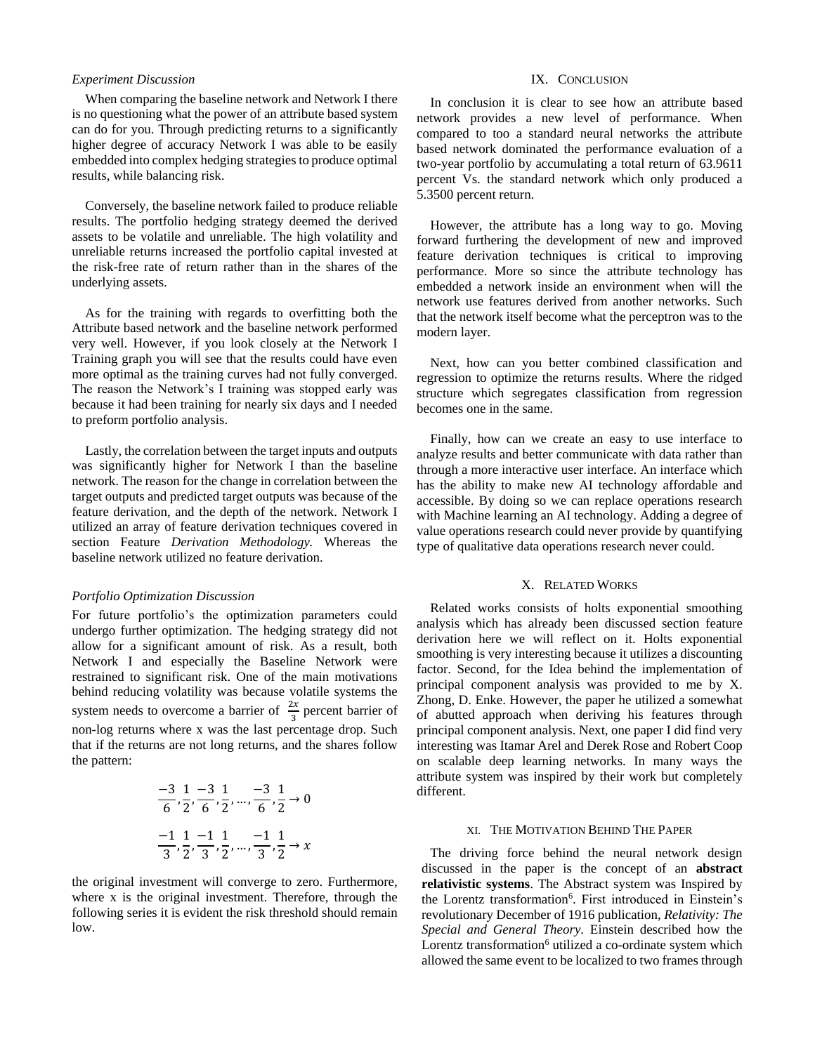### *Experiment Discussion*

When comparing the baseline network and Network I there is no questioning what the power of an attribute based system can do for you. Through predicting returns to a significantly higher degree of accuracy Network I was able to be easily embedded into complex hedging strategies to produce optimal results, while balancing risk.

Conversely, the baseline network failed to produce reliable results. The portfolio hedging strategy deemed the derived assets to be volatile and unreliable. The high volatility and unreliable returns increased the portfolio capital invested at the risk-free rate of return rather than in the shares of the underlying assets.

As for the training with regards to overfitting both the Attribute based network and the baseline network performed very well. However, if you look closely at the Network I Training graph you will see that the results could have even more optimal as the training curves had not fully converged. The reason the Network's I training was stopped early was because it had been training for nearly six days and I needed to preform portfolio analysis.

Lastly, the correlation between the target inputs and outputs was significantly higher for Network I than the baseline network. The reason for the change in correlation between the target outputs and predicted target outputs was because of the feature derivation, and the depth of the network. Network I utilized an array of feature derivation techniques covered in section Feature *Derivation Methodology.* Whereas the baseline network utilized no feature derivation.

### *Portfolio Optimization Discussion*

For future portfolio's the optimization parameters could undergo further optimization. The hedging strategy did not allow for a significant amount of risk. As a result, both Network I and especially the Baseline Network were restrained to significant risk. One of the main motivations behind reducing volatility was because volatile systems the system needs to overcome a barrier of $\frac{2x}{3}$ percent barrier of non-log returns where x was the last percentage drop. Such that if the returns are not long returns, and the shares follow the pattern:

$$\frac{-3}{6}, \frac{1}{2}, \frac{-3}{6}, \frac{1}{2}, \ldots, \frac{-3}{6}, \frac{1}{2} \to 0$$

$$\frac{-1}{3}, \frac{1}{2}, \frac{-1}{3}, \frac{1}{2}, \ldots, \frac{-1}{3}, \frac{1}{2} \to x$$

the original investment will converge to zero. Furthermore, where x is the original investment. Therefore, through the following series it is evident the risk threshold should remain low.

## IX. Conclusion

In conclusion it is clear to see how an attribute based network provides a new level of performance. When compared to too a standard neural networks the attribute based network dominated the performance evaluation of a two-year portfolio by accumulating a total return of 63.9611 percent Vs. the standard network which only produced a 5.3500 percent return.

However, the attribute has a long way to go. Moving forward furthering the development of new and improved feature derivation techniques is critical to improving performance. More so since the attribute technology has embedded a network inside an environment when will the network use features derived from another networks. Such that the network itself become what the perceptron was to the modern layer.

Next, how can you better combined classification and regression to optimize the returns results. Where the ridged structure which segregates classification from regression becomes one in the same.

Finally, how can we create an easy to use interface to analyze results and better communicate with data rather than through a more interactive user interface. An interface which has the ability to make new AI technology affordable and accessible. By doing so we can replace operations research with Machine learning an AI technology. Adding a degree of value operations research could never provide by quantifying type of qualitative data operations research never could.

## X. Related Works

Related works consists of holts exponential smoothing analysis which has already been discussed section feature derivation here we will reflect on it. Holts exponential smoothing is very interesting because it utilizes a discounting factor. Second, for the Idea behind the implementation of principal component analysis was provided to me by X. Zhong, D. Enke. However, the paper he utilized a somewhat of abutted approach when deriving his features through principal component analysis. Next, one paper I did find very interesting was Itamar Arel and Derek Rose and Robert Coop on scalable deep learning networks. In many ways the attribute system was inspired by their work but completely different.

## XI. The Motivation Behind The Paper

The driving force behind the neural network design discussed in the paper is the concept of an **abstract relativistic systems**. The Abstract system was Inspired by the Lorentz transformation[6]. First introduced in Einstein's revolutionary December of 1916 publication, *Relativity: The Special and General Theory*. Einstein described how the Lorentz transformation[6] utilized a co-ordinate system which allowed the same event to be localized to two frames through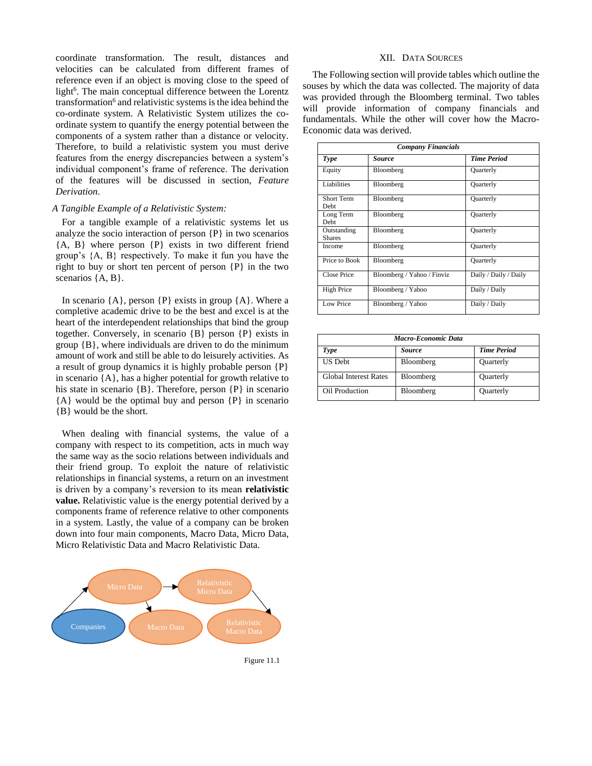coordinate transformation. The result, distances and velocities can be calculated from different frames of reference even if an object is moving close to the speed of light[6]. The main conceptual difference between the Lorentz transformation[6] and relativistic systems is the idea behind the co-ordinate system. A Relativistic System utilizes the co-ordinate system to quantify the energy potential between the components of a system rather than a distance or velocity. Therefore, to build a relativistic system you must derive features from the energy discrepancies between a system's individual component's frame of reference. The derivation of the features will be discussed in section, *Feature Derivation*.

### *A Tangible Example of a Relativistic System:*

For a tangible example of a relativistic systems let us analyze the socio interaction of person {P} in two scenarios {A, B} where person {P} exists in two different friend group's {A, B} respectively. To make it fun you have the right to buy or short ten percent of person {P} in the two scenarios {A, B}.

In scenario {A}, person {P} exists in group {A}. Where a completive academic drive to be the best and excel is at the heart of the interdependent relationships that bind the group together. Conversely, in scenario {B} person {P} exists in group {B}, where individuals are driven to do the minimum amount of work and still be able to do leisurely activities. As a result of group dynamics it is highly probable person {P} in scenario {A}, has a higher potential for growth relative to his state in scenario {B}. Therefore, person {P} in scenario {A} would be the optimal buy and person {P} in scenario {B} would be the short.

When dealing with financial systems, the value of a company with respect to its competition, acts in much way the same way as the socio relations between individuals and their friend group. To exploit the nature of relativistic relationships in financial systems, a return on an investment is driven by a company's reversion to its mean **relativistic value.** Relativistic value is the energy potential derived by a components frame of reference relative to other components in a system. Lastly, the value of a company can be broken down into four main components, Macro Data, Micro Data, Micro Relativistic Data and Macro Relativistic Data.

Companies → Micro Data → Relativistic Micro Data → Relativistic Macro Data; Micro Data → Macro Data

Figure 11.1

## XII. Data Sources

The Following section will provide tables which outline the souses by which the data was collected. The majority of data was provided through the Bloomberg terminal. Two tables will provide information of company financials and fundamentals. While the other will cover how the Macro-Economic data was derived.

| ***Company Financials*** | | |
|---|---|---|
| ***Type*** | ***Source*** | ***Time Period*** |
| Equity | Bloomberg | Quarterly |
| Liabilities | Bloomberg | Quarterly |
| Short Term Debt | Bloomberg | Quarterly |
| Long Term Debt | Bloomberg | Quarterly |
| Outstanding Shares | Bloomberg | Quarterly |
| Income | Bloomberg | Quarterly |
| Price to Book | Bloomberg | Quarterly |
| Close Price | Bloomberg / Yahoo / Finviz | Daily / Daily / Daily |
| High Price | Bloomberg / Yahoo | Daily / Daily |
| Low Price | Bloomberg / Yahoo | Daily / Daily |

| ***Macro-Economic Data*** | | |
|---|---|---|
| ***Type*** | ***Source*** | ***Time Period*** |
| US Debt | Bloomberg | Quarterly |
| Global Interest Rates | Bloomberg | Quarterly |
| Oil Production | Bloomberg | Quarterly |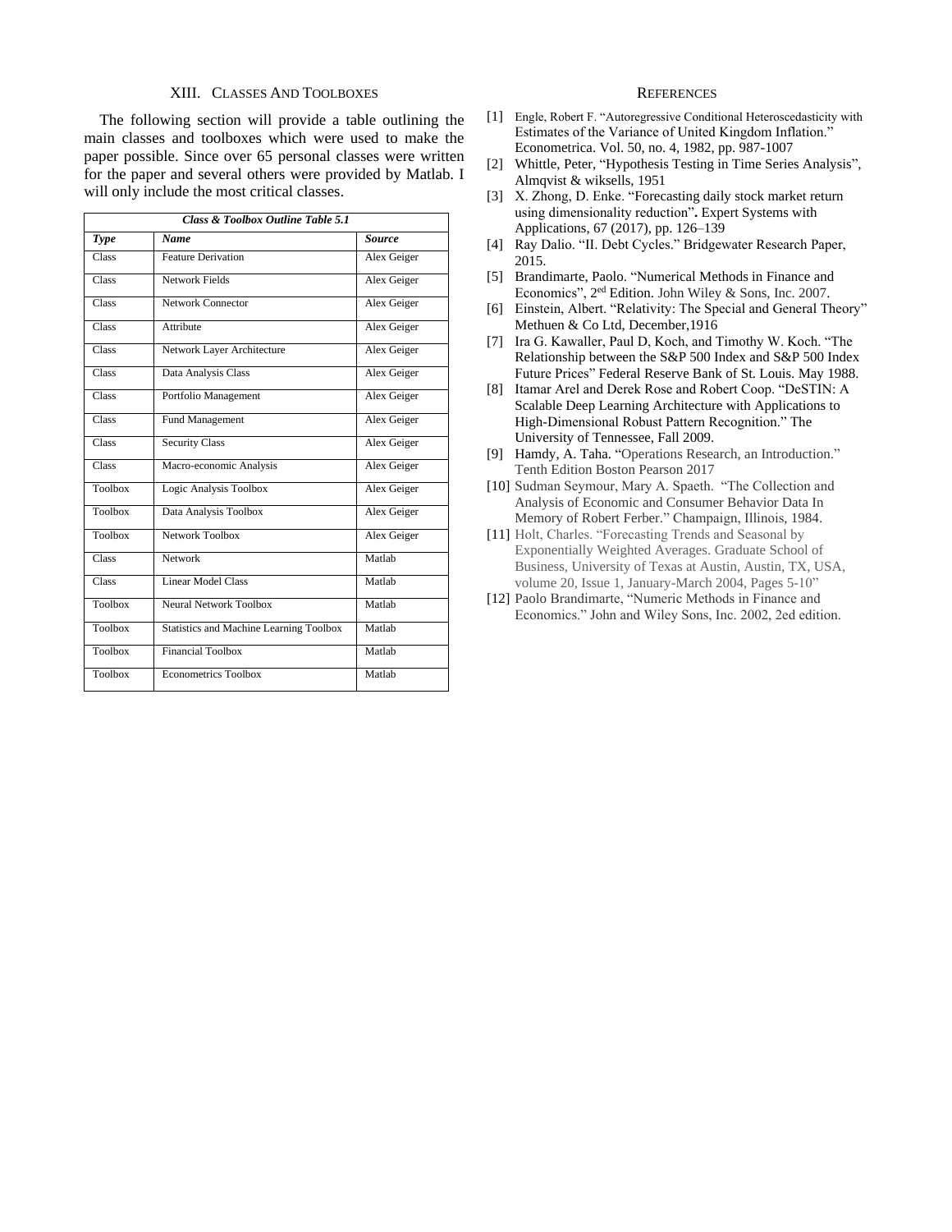## XIII. Classes And Toolboxes

The following section will provide a table outlining the main classes and toolboxes which were used to make the paper possible. Since over 65 personal classes were written for the paper and several others were provided by Matlab. I will only include the most critical classes.

***Class & Toolbox Outline Table 5.1***

| ***Type*** | ***Name*** | ***Source*** |
|---|---|---|
| Class | Feature Derivation | Alex Geiger |
| Class | Network Fields | Alex Geiger |
| Class | Network Connector | Alex Geiger |
| Class | Attribute | Alex Geiger |
| Class | Network Layer Architecture | Alex Geiger |
| Class | Data Analysis Class | Alex Geiger |
| Class | Portfolio Management | Alex Geiger |
| Class | Fund Management | Alex Geiger |
| Class | Security Class | Alex Geiger |
| Class | Macro-economic Analysis | Alex Geiger |
| Toolbox | Logic Analysis Toolbox | Alex Geiger |
| Toolbox | Data Analysis Toolbox | Alex Geiger |
| Toolbox | Network Toolbox | Alex Geiger |
| Class | Network | Matlab |
| Class | Linear Model Class | Matlab |
| Toolbox | Neural Network Toolbox | Matlab |
| Toolbox | Statistics and Machine Learning Toolbox | Matlab |
| Toolbox | Financial Toolbox | Matlab |
| Toolbox | Econometrics Toolbox | Matlab |

## References

[1] Engle, Robert F. "Autoregressive Conditional Heteroscedasticity with Estimates of the Variance of United Kingdom Inflation." Econometrica. Vol. 50, no. 4, 1982, pp. 987-1007

[2] Whittle, Peter, "Hypothesis Testing in Time Series Analysis", Almqvist & wiksells, 1951

[3] X. Zhong, D. Enke. "Forecasting daily stock market return using dimensionality reduction". Expert Systems with Applications, 67 (2017), pp. 126–139

[4] Ray Dalio. "II. Debt Cycles." Bridgewater Research Paper, 2015.

[5] Brandimarte, Paolo. "Numerical Methods in Finance and Economics", 2ed Edition. John Wiley & Sons, Inc. 2007.

[6] Einstein, Albert. "Relativity: The Special and General Theory" Methuen & Co Ltd, December,1916

[7] Ira G. Kawaller, Paul D, Koch, and Timothy W. Koch. "The Relationship between the S&P 500 Index and S&P 500 Index Future Prices" Federal Reserve Bank of St. Louis. May 1988.

[8] Itamar Arel and Derek Rose and Robert Coop. "DeSTIN: A Scalable Deep Learning Architecture with Applications to High-Dimensional Robust Pattern Recognition." The University of Tennessee, Fall 2009.

[9] Hamdy, A. Taha. "Operations Research, an Introduction." Tenth Edition Boston Pearson 2017

[10] Sudman Seymour, Mary A. Spaeth. "The Collection and Analysis of Economic and Consumer Behavior Data In Memory of Robert Ferber." Champaign, Illinois, 1984.

[11] Holt, Charles. "Forecasting Trends and Seasonal by Exponentially Weighted Averages. Graduate School of Business, University of Texas at Austin, Austin, TX, USA, volume 20, Issue 1, January-March 2004, Pages 5-10"

[12] Paolo Brandimarte, "Numeric Methods in Finance and Economics." John and Wiley Sons, Inc. 2002, 2ed edition.